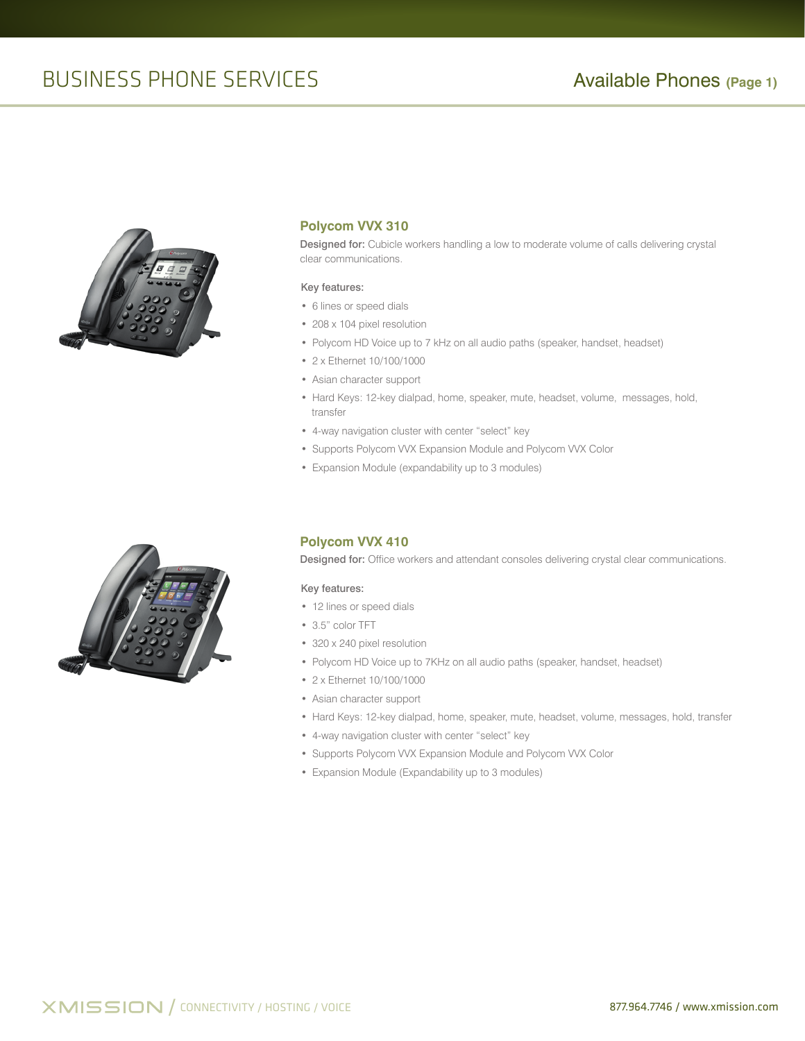# BUSINESS PHONE SERVICES

## Available Phones (Page 1)

### Polycom VVX 310

**Designed for:** Cubicle workers handling a low to moderate volume of calls delivering crystal clear communications.

**Key features:**

- 6 lines or speed dials
- 208 x 104 pixel resolution
- Polycom HD Voice up to 7 kHz on all audio paths (speaker, handset, headset)
- 2 x Ethernet 10/100/1000
- Asian character support
- Hard Keys: 12-key dialpad, home, speaker, mute, headset, volume, messages, hold, transfer
- 4-way navigation cluster with center “select” key
- Supports Polycom VVX Expansion Module and Polycom VVX Color
- Expansion Module (expandability up to 3 modules)

### Polycom VVX 410

**Designed for:** Office workers and attendant consoles delivering crystal clear communications.

**Key features:**

- 12 lines or speed dials
- 3.5” color TFT
- 320 x 240 pixel resolution
- Polycom HD Voice up to 7KHz on all audio paths (speaker, handset, headset)
- 2 x Ethernet 10/100/1000
- Asian character support
- Hard Keys: 12-key dialpad, home, speaker, mute, headset, volume, messages, hold, transfer
- 4-way navigation cluster with center “select” key
- Supports Polycom VVX Expansion Module and Polycom VVX Color
- Expansion Module (Expandability up to 3 modules)

XMISSION / CONNECTIVITY / HOSTING / VOICE

877.964.7746 / www.xmission.com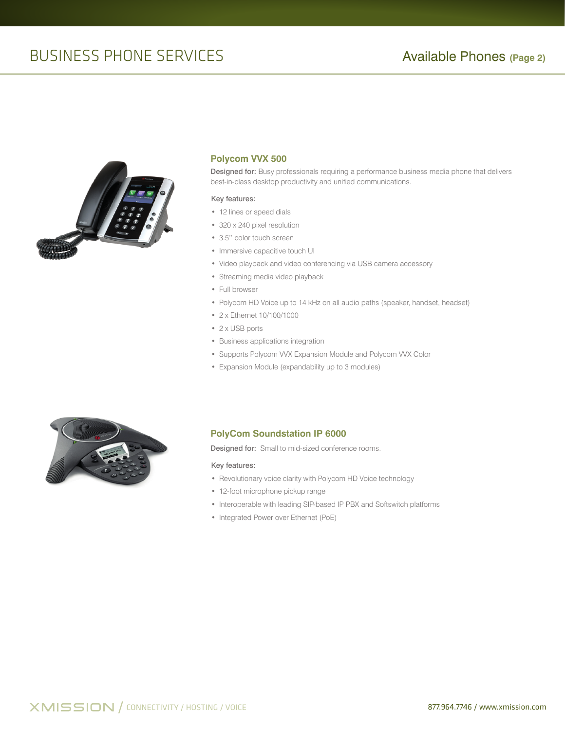# BUSINESS PHONE SERVICES

## Available Phones (Page 2)

### Polycom VVX 500

**Designed for:** Busy professionals requiring a performance business media phone that delivers best-in-class desktop productivity and unified communications.

Key features:

- 12 lines or speed dials
- 320 x 240 pixel resolution
- 3.5'' color touch screen
- Immersive capacitive touch UI
- Video playback and video conferencing via USB camera accessory
- Streaming media video playback
- Full browser
- Polycom HD Voice up to 14 kHz on all audio paths (speaker, handset, headset)
- 2 x Ethernet 10/100/1000
- 2 x USB ports
- Business applications integration
- Supports Polycom VVX Expansion Module and Polycom VVX Color
- Expansion Module (expandability up to 3 modules)

### PolyCom Soundstation IP 6000

**Designed for:** Small to mid-sized conference rooms.

Key features:

- Revolutionary voice clarity with Polycom HD Voice technology
- 12-foot microphone pickup range
- Interoperable with leading SIP-based IP PBX and Softswitch platforms
- Integrated Power over Ethernet (PoE)

XMISSION / CONNECTIVITY / HOSTING / VOICE

877.964.7746 / www.xmission.com